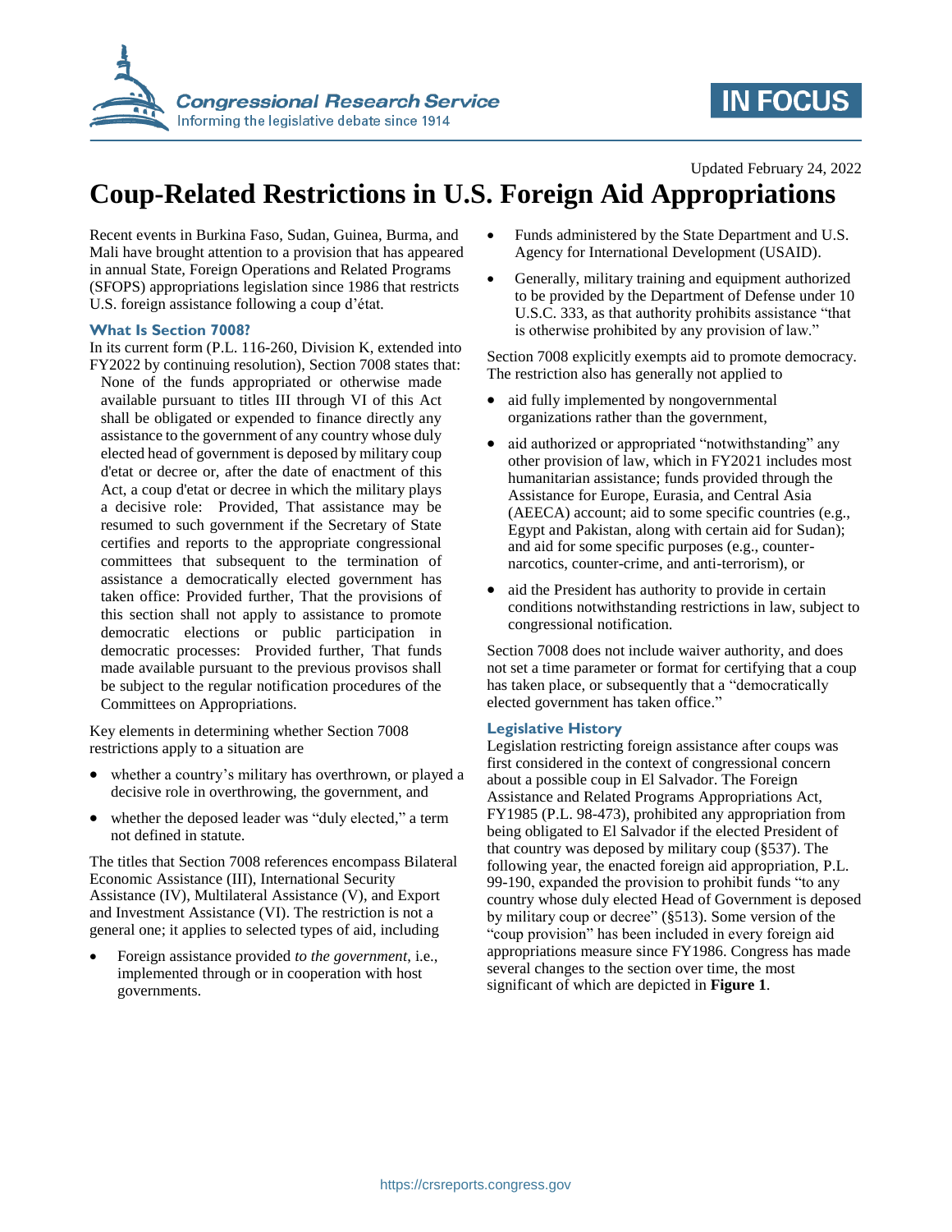Updated February 24, 2022

# Coup-Related Restrictions in U.S. Foreign Aid Appropriations

Recent events in Burkina Faso, Sudan, Guinea, Burma, and Mali have brought attention to a provision that has appeared in annual State, Foreign Operations and Related Programs (SFOPS) appropriations legislation since 1986 that restricts U.S. foreign assistance following a coup d'état.

## What Is Section 7008?

In its current form (P.L. 116-260, Division K, extended into FY2022 by continuing resolution), Section 7008 states that:

> None of the funds appropriated or otherwise made available pursuant to titles III through VI of this Act shall be obligated or expended to finance directly any assistance to the government of any country whose duly elected head of government is deposed by military coup d'etat or decree or, after the date of enactment of this Act, a coup d'etat or decree in which the military plays a decisive role: Provided, That assistance may be resumed to such government if the Secretary of State certifies and reports to the appropriate congressional committees that subsequent to the termination of assistance a democratically elected government has taken office: Provided further, That the provisions of this section shall not apply to assistance to promote democratic elections or public participation in democratic processes: Provided further, That funds made available pursuant to the previous provisos shall be subject to the regular notification procedures of the Committees on Appropriations.

Key elements in determining whether Section 7008 restrictions apply to a situation are

- whether a country's military has overthrown, or played a decisive role in overthrowing, the government, and
- whether the deposed leader was "duly elected," a term not defined in statute.

The titles that Section 7008 references encompass Bilateral Economic Assistance (III), International Security Assistance (IV), Multilateral Assistance (V), and Export and Investment Assistance (VI). The restriction is not a general one; it applies to selected types of aid, including

- Foreign assistance provided *to the government*, i.e., implemented through or in cooperation with host governments.
- Funds administered by the State Department and U.S. Agency for International Development (USAID).
- Generally, military training and equipment authorized to be provided by the Department of Defense under 10 U.S.C. 333, as that authority prohibits assistance "that is otherwise prohibited by any provision of law."

Section 7008 explicitly exempts aid to promote democracy. The restriction also has generally not applied to

- aid fully implemented by nongovernmental organizations rather than the government,
- aid authorized or appropriated "notwithstanding" any other provision of law, which in FY2021 includes most humanitarian assistance; funds provided through the Assistance for Europe, Eurasia, and Central Asia (AEECA) account; aid to some specific countries (e.g., Egypt and Pakistan, along with certain aid for Sudan); and aid for some specific purposes (e.g., counter-narcotics, counter-crime, and anti-terrorism), or
- aid the President has authority to provide in certain conditions notwithstanding restrictions in law, subject to congressional notification.

Section 7008 does not include waiver authority, and does not set a time parameter or format for certifying that a coup has taken place, or subsequently that a "democratically elected government has taken office."

## Legislative History

Legislation restricting foreign assistance after coups was first considered in the context of congressional concern about a possible coup in El Salvador. The Foreign Assistance and Related Programs Appropriations Act, FY1985 (P.L. 98-473), prohibited any appropriation from being obligated to El Salvador if the elected President of that country was deposed by military coup (§537). The following year, the enacted foreign aid appropriation, P.L. 99-190, expanded the provision to prohibit funds "to any country whose duly elected Head of Government is deposed by military coup or decree" (§513). Some version of the "coup provision" has been included in every foreign aid appropriations measure since FY1986. Congress has made several changes to the section over time, the most significant of which are depicted in **Figure 1**.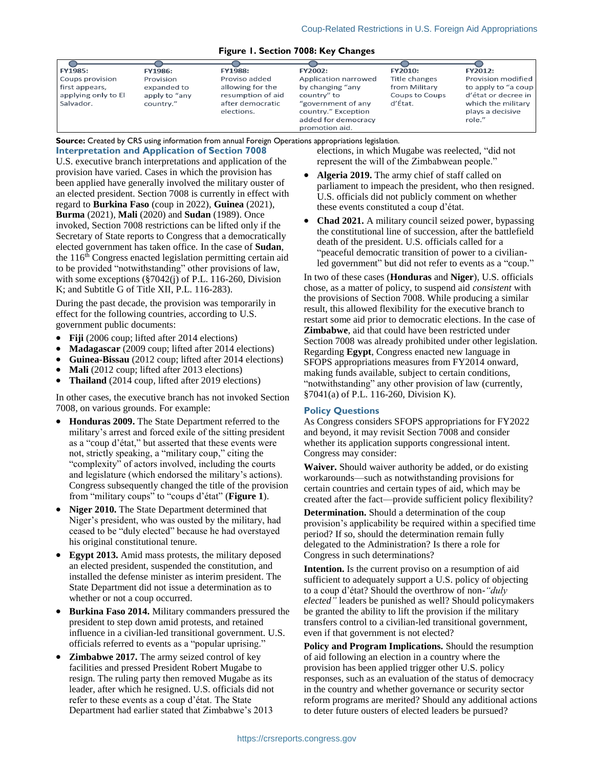**Figure 1. Section 7008: Key Changes**

| FY1985: | FY1986: | FY1988: | FY2002: | FY2010: | FY2012: |
| --- | --- | --- | --- | --- | --- |
| Coups provision first appears, applying only to El Salvador. | Provision expanded to apply to "any country." | Proviso added allowing for the resumption of aid after democratic elections. | Application narrowed by changing "any country" to "government of any country." Exception added for democracy promotion aid. | Title changes from Military Coups to Coups d'État. | Provision modified to apply to "a coup d'état or decree in which the military plays a decisive role." |

**Source:** Created by CRS using information from annual Foreign Operations appropriations legislation.

## Interpretation and Application of Section 7008

U.S. executive branch interpretations and application of the provision have varied. Cases in which the provision has been applied have generally involved the military ouster of an elected president. Section 7008 is currently in effect with regard to **Burkina Faso** (coup in 2022), **Guinea** (2021), **Burma** (2021), **Mali** (2020) and **Sudan** (1989). Once invoked, Section 7008 restrictions can be lifted only if the Secretary of State reports to Congress that a democratically elected government has taken office. In the case of **Sudan**, the 116th Congress enacted legislation permitting certain aid to be provided "notwithstanding" other provisions of law, with some exceptions (§7042(j) of P.L. 116-260, Division K; and Subtitle G of Title XII, P.L. 116-283).

During the past decade, the provision was temporarily in effect for the following countries, according to U.S. government public documents:

- **Fiji** (2006 coup; lifted after 2014 elections)
- **Madagascar** (2009 coup; lifted after 2014 elections)
- **Guinea-Bissau** (2012 coup; lifted after 2014 elections)
- **Mali** (2012 coup; lifted after 2013 elections)
- **Thailand** (2014 coup, lifted after 2019 elections)

In other cases, the executive branch has not invoked Section 7008, on various grounds. For example:

- **Honduras 2009.** The State Department referred to the military's arrest and forced exile of the sitting president as a "coup d'état," but asserted that these events were not, strictly speaking, a "military coup," citing the "complexity" of actors involved, including the courts and legislature (which endorsed the military's actions). Congress subsequently changed the title of the provision from "military coups" to "coups d'état" (**Figure 1**).
- **Niger 2010.** The State Department determined that Niger's president, who was ousted by the military, had ceased to be "duly elected" because he had overstayed his original constitutional tenure.
- **Egypt 2013.** Amid mass protests, the military deposed an elected president, suspended the constitution, and installed the defense minister as interim president. The State Department did not issue a determination as to whether or not a coup occurred.
- **Burkina Faso 2014.** Military commanders pressured the president to step down amid protests, and retained influence in a civilian-led transitional government. U.S. officials referred to events as a "popular uprising."
- **Zimbabwe 2017.** The army seized control of key facilities and pressed President Robert Mugabe to resign. The ruling party then removed Mugabe as its leader, after which he resigned. U.S. officials did not refer to these events as a coup d'état. The State Department had earlier stated that Zimbabwe's 2013 elections, in which Mugabe was reelected, "did not represent the will of the Zimbabwean people."
- **Algeria 2019.** The army chief of staff called on parliament to impeach the president, who then resigned. U.S. officials did not publicly comment on whether these events constituted a coup d'état.
- **Chad 2021.** A military council seized power, bypassing the constitutional line of succession, after the battlefield death of the president. U.S. officials called for a "peaceful democratic transition of power to a civilian-led government" but did not refer to events as a "coup."

In two of these cases (**Honduras** and **Niger**), U.S. officials chose, as a matter of policy, to suspend aid *consistent* with the provisions of Section 7008. While producing a similar result, this allowed flexibility for the executive branch to restart some aid prior to democratic elections. In the case of **Zimbabwe**, aid that could have been restricted under Section 7008 was already prohibited under other legislation. Regarding **Egypt**, Congress enacted new language in SFOPS appropriations measures from FY2014 onward, making funds available, subject to certain conditions, "notwithstanding" any other provision of law (currently, §7041(a) of P.L. 116-260, Division K).

## Policy Questions

As Congress considers SFOPS appropriations for FY2022 and beyond, it may revisit Section 7008 and consider whether its application supports congressional intent. Congress may consider:

**Waiver.** Should waiver authority be added, or do existing workarounds—such as notwithstanding provisions for certain countries and certain types of aid, which may be created after the fact—provide sufficient policy flexibility?

**Determination.** Should a determination of the coup provision's applicability be required within a specified time period? If so, should the determination remain fully delegated to the Administration? Is there a role for Congress in such determinations?

**Intention.** Is the current proviso on a resumption of aid sufficient to adequately support a U.S. policy of objecting to a coup d'état? Should the overthrow of non-*"duly elected"* leaders be punished as well? Should policymakers be granted the ability to lift the provision if the military transfers control to a civilian-led transitional government, even if that government is not elected?

**Policy and Program Implications.** Should the resumption of aid following an election in a country where the provision has been applied trigger other U.S. policy responses, such as an evaluation of the status of democracy in the country and whether governance or security sector reform programs are merited? Should any additional actions to deter future ousters of elected leaders be pursued?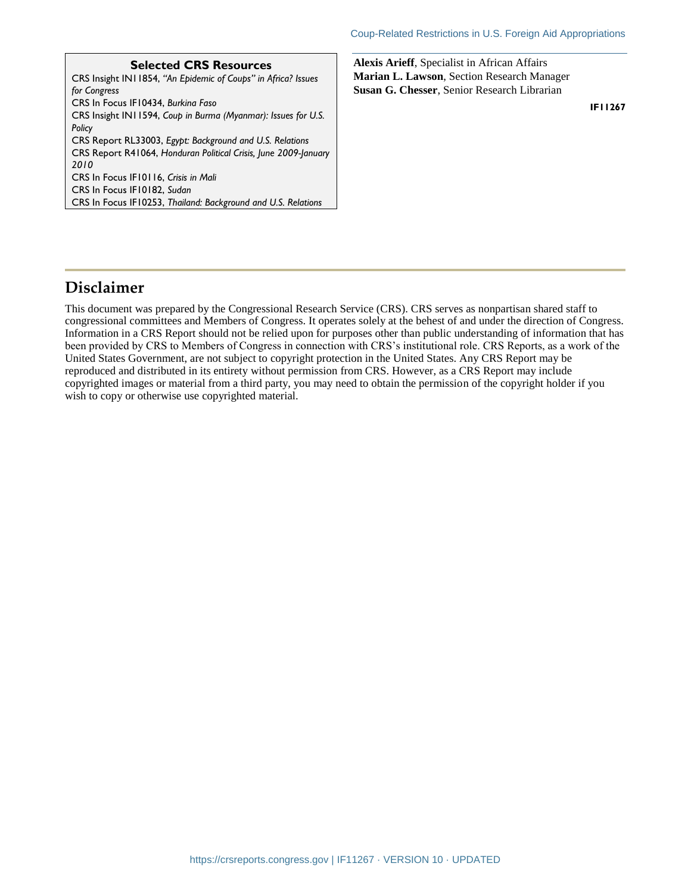### Selected CRS Resources

CRS Insight IN11854, *"An Epidemic of Coups" in Africa? Issues for Congress*
CRS In Focus IF10434, *Burkina Faso*
CRS Insight IN11594, *Coup in Burma (Myanmar): Issues for U.S. Policy*
CRS Report RL33003, *Egypt: Background and U.S. Relations*
CRS Report R41064, *Honduran Political Crisis, June 2009-January 2010*
CRS In Focus IF10116, *Crisis in Mali*
CRS In Focus IF10182, *Sudan*
CRS In Focus IF10253, *Thailand: Background and U.S. Relations*

**Alexis Arieff**, Specialist in African Affairs
**Marian L. Lawson**, Section Research Manager
**Susan G. Chesser**, Senior Research Librarian

IF11267

## Disclaimer

This document was prepared by the Congressional Research Service (CRS). CRS serves as nonpartisan shared staff to congressional committees and Members of Congress. It operates solely at the behest of and under the direction of Congress. Information in a CRS Report should not be relied upon for purposes other than public understanding of information that has been provided by CRS to Members of Congress in connection with CRS's institutional role. CRS Reports, as a work of the United States Government, are not subject to copyright protection in the United States. Any CRS Report may be reproduced and distributed in its entirety without permission from CRS. However, as a CRS Report may include copyrighted images or material from a third party, you may need to obtain the permission of the copyright holder if you wish to copy or otherwise use copyrighted material.